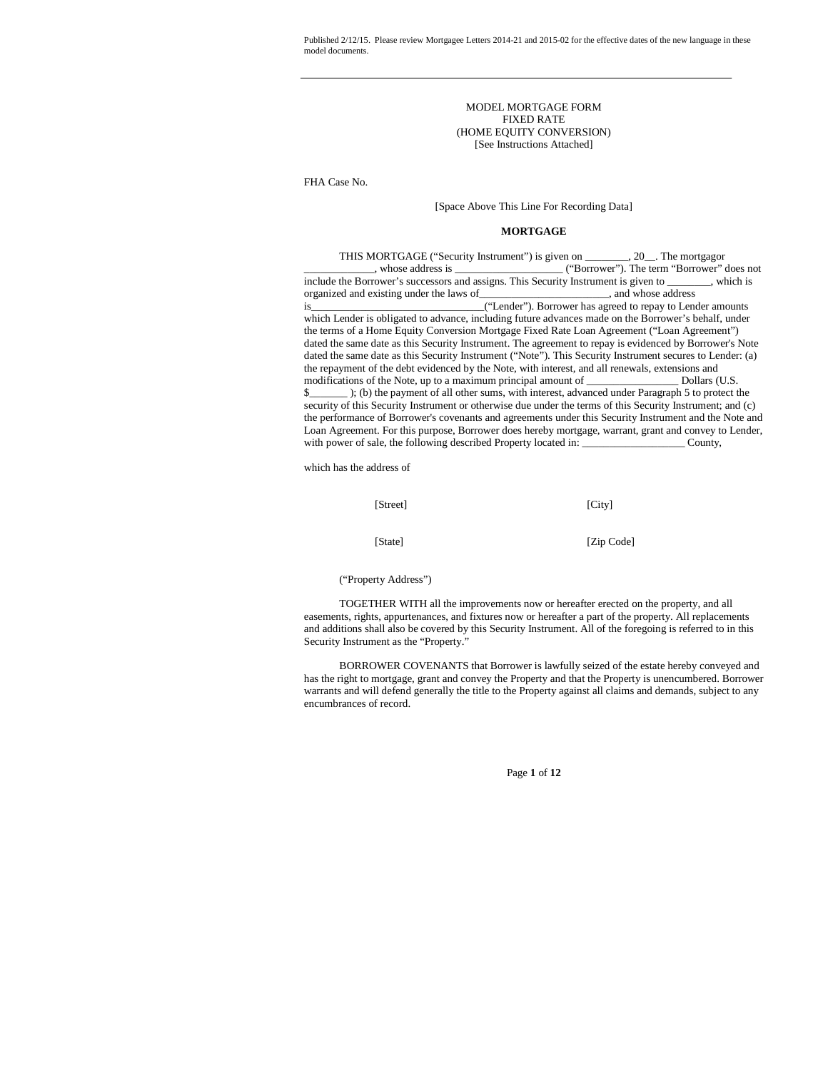Published 2/12/15. Please review Mortgagee Letters 2014-21 and 2015-02 for the effective dates of the new language in these model documents.

---

MODEL MORTGAGE FORM
FIXED RATE
(HOME EQUITY CONVERSION)
[See Instructions Attached]

FHA Case No.

[Space Above This Line For Recording Data]

**MORTGAGE**

THIS MORTGAGE ("Security Instrument") is given on ________, 20__. The mortgagor _____________, whose address is ____________________ ("Borrower"). The term "Borrower" does not include the Borrower's successors and assigns. This Security Instrument is given to ________, which is organized and existing under the laws of________________________, and whose address is________________________________("Lender"). Borrower has agreed to repay to Lender amounts which Lender is obligated to advance, including future advances made on the Borrower's behalf, under the terms of a Home Equity Conversion Mortgage Fixed Rate Loan Agreement ("Loan Agreement") dated the same date as this Security Instrument. The agreement to repay is evidenced by Borrower's Note dated the same date as this Security Instrument ("Note"). This Security Instrument secures to Lender: (a) the repayment of the debt evidenced by the Note, with interest, and all renewals, extensions and modifications of the Note, up to a maximum principal amount of ________________ Dollars (U.S. $_______ ); (b) the payment of all other sums, with interest, advanced under Paragraph 5 to protect the security of this Security Instrument or otherwise due under the terms of this Security Instrument; and (c) the performance of Borrower's covenants and agreements under this Security Instrument and the Note and Loan Agreement. For this purpose, Borrower does hereby mortgage, warrant, grant and convey to Lender, with power of sale, the following described Property located in: ___________________ County,

which has the address of

[Street] [City]

[State] [Zip Code]

("Property Address")

TOGETHER WITH all the improvements now or hereafter erected on the property, and all easements, rights, appurtenances, and fixtures now or hereafter a part of the property. All replacements and additions shall also be covered by this Security Instrument. All of the foregoing is referred to in this Security Instrument as the "Property."

BORROWER COVENANTS that Borrower is lawfully seized of the estate hereby conveyed and has the right to mortgage, grant and convey the Property and that the Property is unencumbered. Borrower warrants and will defend generally the title to the Property against all claims and demands, subject to any encumbrances of record.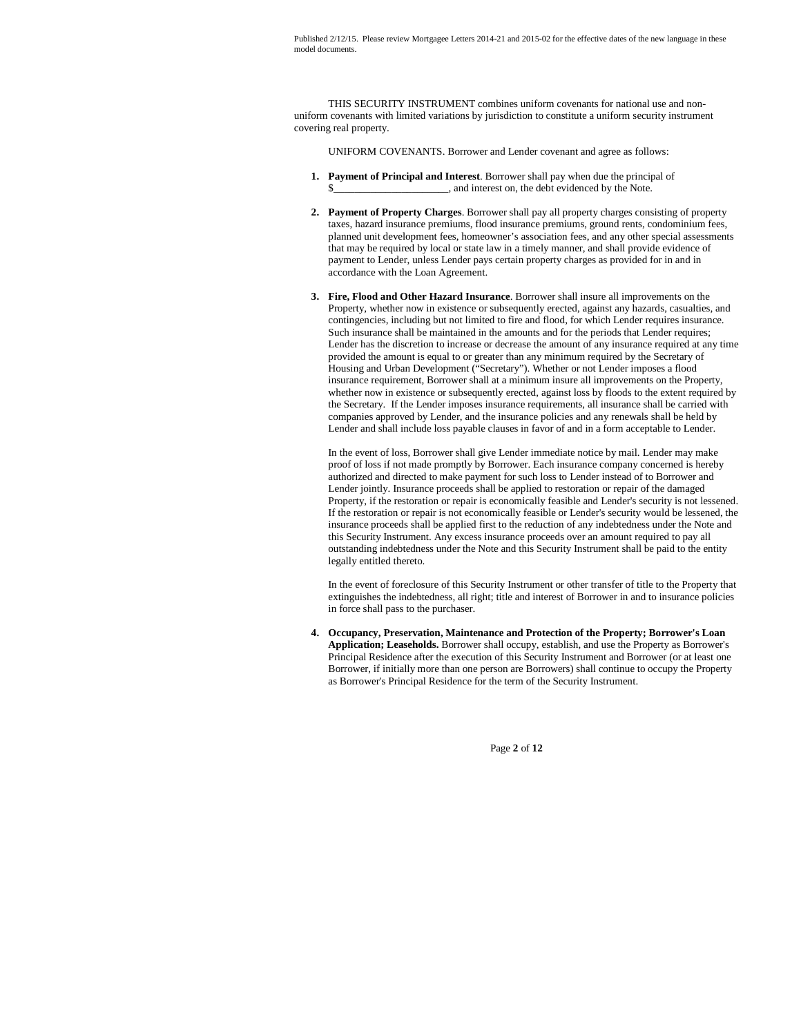Published 2/12/15. Please review Mortgagee Letters 2014-21 and 2015-02 for the effective dates of the new language in these model documents.

THIS SECURITY INSTRUMENT combines uniform covenants for national use and non-uniform covenants with limited variations by jurisdiction to constitute a uniform security instrument covering real property.

UNIFORM COVENANTS. Borrower and Lender covenant and agree as follows:

1. **Payment of Principal and Interest**. Borrower shall pay when due the principal of $______________________, and interest on, the debt evidenced by the Note.

2. **Payment of Property Charges**. Borrower shall pay all property charges consisting of property taxes, hazard insurance premiums, flood insurance premiums, ground rents, condominium fees, planned unit development fees, homeowner's association fees, and any other special assessments that may be required by local or state law in a timely manner, and shall provide evidence of payment to Lender, unless Lender pays certain property charges as provided for in and in accordance with the Loan Agreement.

3. **Fire, Flood and Other Hazard Insurance**. Borrower shall insure all improvements on the Property, whether now in existence or subsequently erected, against any hazards, casualties, and contingencies, including but not limited to fire and flood, for which Lender requires insurance. Such insurance shall be maintained in the amounts and for the periods that Lender requires; Lender has the discretion to increase or decrease the amount of any insurance required at any time provided the amount is equal to or greater than any minimum required by the Secretary of Housing and Urban Development ("Secretary"). Whether or not Lender imposes a flood insurance requirement, Borrower shall at a minimum insure all improvements on the Property, whether now in existence or subsequently erected, against loss by floods to the extent required by the Secretary. If the Lender imposes insurance requirements, all insurance shall be carried with companies approved by Lender, and the insurance policies and any renewals shall be held by Lender and shall include loss payable clauses in favor of and in a form acceptable to Lender.

   In the event of loss, Borrower shall give Lender immediate notice by mail. Lender may make proof of loss if not made promptly by Borrower. Each insurance company concerned is hereby authorized and directed to make payment for such loss to Lender instead of to Borrower and Lender jointly. Insurance proceeds shall be applied to restoration or repair of the damaged Property, if the restoration or repair is economically feasible and Lender's security is not lessened. If the restoration or repair is not economically feasible or Lender's security would be lessened, the insurance proceeds shall be applied first to the reduction of any indebtedness under the Note and this Security Instrument. Any excess insurance proceeds over an amount required to pay all outstanding indebtedness under the Note and this Security Instrument shall be paid to the entity legally entitled thereto.

   In the event of foreclosure of this Security Instrument or other transfer of title to the Property that extinguishes the indebtedness, all right; title and interest of Borrower in and to insurance policies in force shall pass to the purchaser.

4. **Occupancy, Preservation, Maintenance and Protection of the Property; Borrower's Loan Application; Leaseholds.** Borrower shall occupy, establish, and use the Property as Borrower's Principal Residence after the execution of this Security Instrument and Borrower (or at least one Borrower, if initially more than one person are Borrowers) shall continue to occupy the Property as Borrower's Principal Residence for the term of the Security Instrument.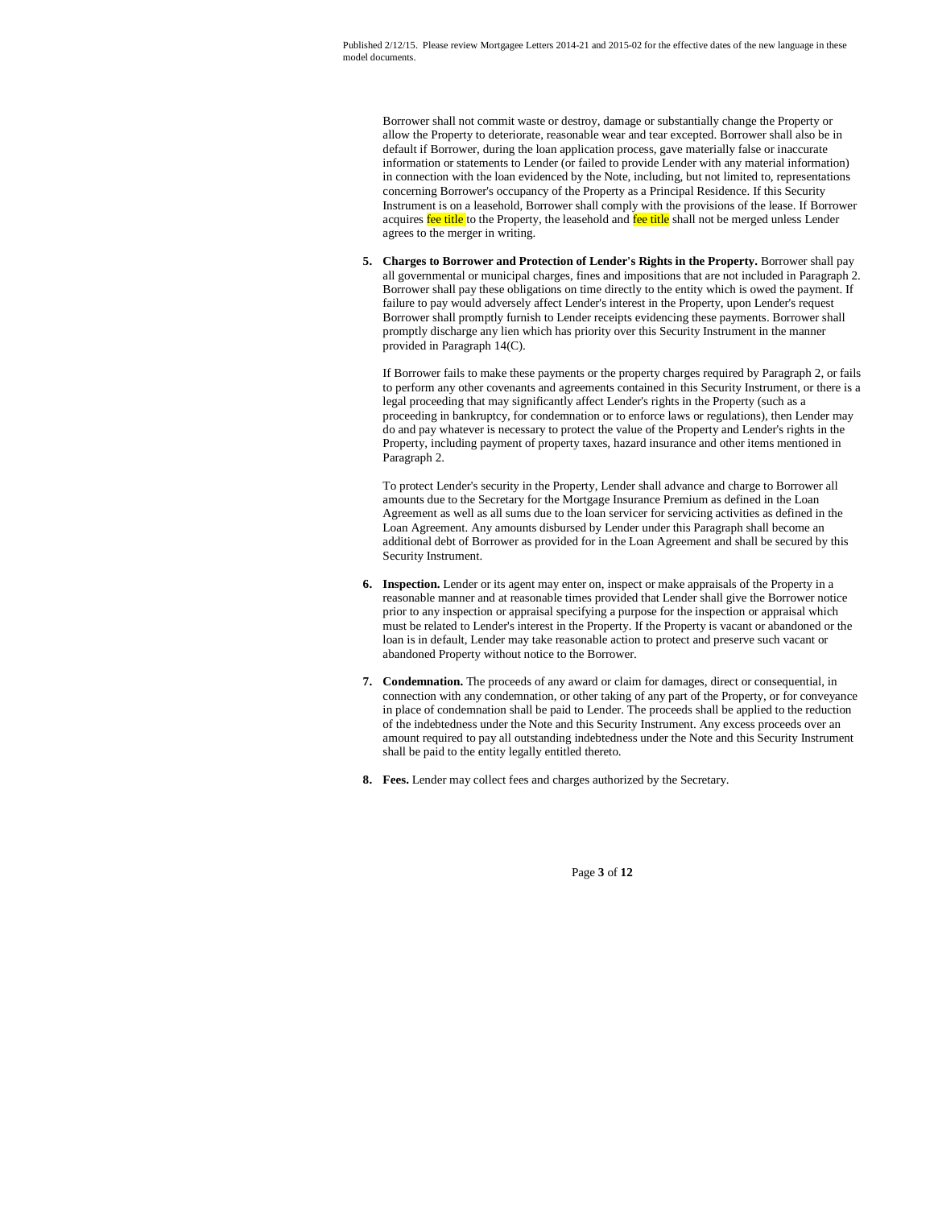Borrower shall not commit waste or destroy, damage or substantially change the Property or allow the Property to deteriorate, reasonable wear and tear excepted. Borrower shall also be in default if Borrower, during the loan application process, gave materially false or inaccurate information or statements to Lender (or failed to provide Lender with any material information) in connection with the loan evidenced by the Note, including, but not limited to, representations concerning Borrower's occupancy of the Property as a Principal Residence. If this Security Instrument is on a leasehold, Borrower shall comply with the provisions of the lease. If Borrower acquires fee title to the Property, the leasehold and fee title shall not be merged unless Lender agrees to the merger in writing.

5. **Charges to Borrower and Protection of Lender's Rights in the Property.** Borrower shall pay all governmental or municipal charges, fines and impositions that are not included in Paragraph 2. Borrower shall pay these obligations on time directly to the entity which is owed the payment. If failure to pay would adversely affect Lender's interest in the Property, upon Lender's request Borrower shall promptly furnish to Lender receipts evidencing these payments. Borrower shall promptly discharge any lien which has priority over this Security Instrument in the manner provided in Paragraph 14(C).

   If Borrower fails to make these payments or the property charges required by Paragraph 2, or fails to perform any other covenants and agreements contained in this Security Instrument, or there is a legal proceeding that may significantly affect Lender's rights in the Property (such as a proceeding in bankruptcy, for condemnation or to enforce laws or regulations), then Lender may do and pay whatever is necessary to protect the value of the Property and Lender's rights in the Property, including payment of property taxes, hazard insurance and other items mentioned in Paragraph 2.

   To protect Lender's security in the Property, Lender shall advance and charge to Borrower all amounts due to the Secretary for the Mortgage Insurance Premium as defined in the Loan Agreement as well as all sums due to the loan servicer for servicing activities as defined in the Loan Agreement. Any amounts disbursed by Lender under this Paragraph shall become an additional debt of Borrower as provided for in the Loan Agreement and shall be secured by this Security Instrument.

6. **Inspection.** Lender or its agent may enter on, inspect or make appraisals of the Property in a reasonable manner and at reasonable times provided that Lender shall give the Borrower notice prior to any inspection or appraisal specifying a purpose for the inspection or appraisal which must be related to Lender's interest in the Property. If the Property is vacant or abandoned or the loan is in default, Lender may take reasonable action to protect and preserve such vacant or abandoned Property without notice to the Borrower.

7. **Condemnation.** The proceeds of any award or claim for damages, direct or consequential, in connection with any condemnation, or other taking of any part of the Property, or for conveyance in place of condemnation shall be paid to Lender. The proceeds shall be applied to the reduction of the indebtedness under the Note and this Security Instrument. Any excess proceeds over an amount required to pay all outstanding indebtedness under the Note and this Security Instrument shall be paid to the entity legally entitled thereto.

8. **Fees.** Lender may collect fees and charges authorized by the Secretary.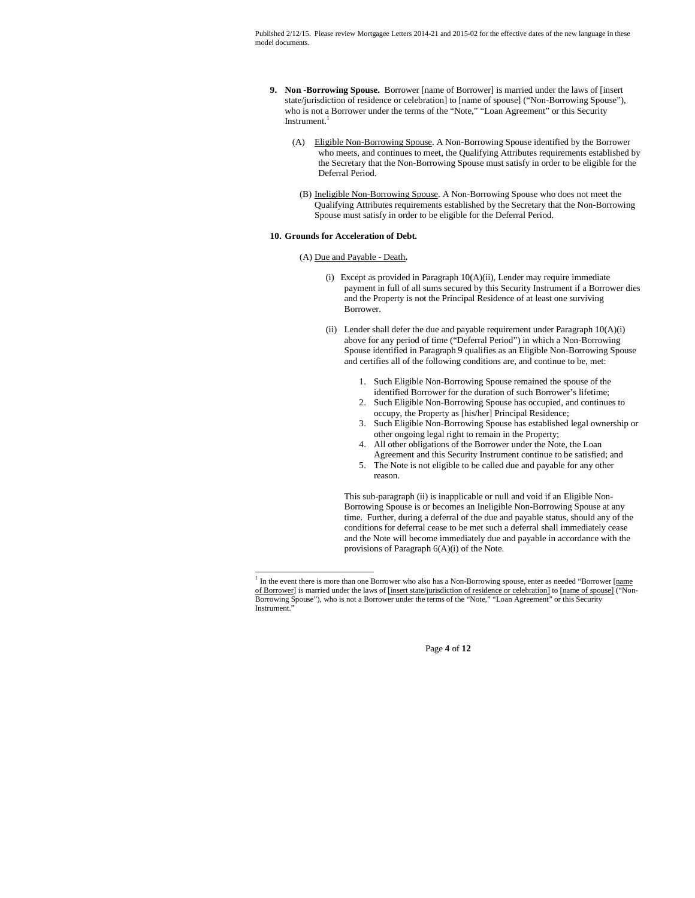Published 2/12/15. Please review Mortgagee Letters 2014-21 and 2015-02 for the effective dates of the new language in these model documents.

**9. Non -Borrowing Spouse.** Borrower [name of Borrower] is married under the laws of [insert state/jurisdiction of residence or celebration] to [name of spouse] ("Non-Borrowing Spouse"), who is not a Borrower under the terms of the "Note," "Loan Agreement" or this Security Instrument.[1]

(A) Eligible Non-Borrowing Spouse. A Non-Borrowing Spouse identified by the Borrower who meets, and continues to meet, the Qualifying Attributes requirements established by the Secretary that the Non-Borrowing Spouse must satisfy in order to be eligible for the Deferral Period.

(B) Ineligible Non-Borrowing Spouse. A Non-Borrowing Spouse who does not meet the Qualifying Attributes requirements established by the Secretary that the Non-Borrowing Spouse must satisfy in order to be eligible for the Deferral Period.

**10. Grounds for Acceleration of Debt.**

(A) Due and Payable - Death**.**

(i) Except as provided in Paragraph 10(A)(ii), Lender may require immediate payment in full of all sums secured by this Security Instrument if a Borrower dies and the Property is not the Principal Residence of at least one surviving Borrower.

(ii) Lender shall defer the due and payable requirement under Paragraph 10(A)(i) above for any period of time ("Deferral Period") in which a Non-Borrowing Spouse identified in Paragraph 9 qualifies as an Eligible Non-Borrowing Spouse and certifies all of the following conditions are, and continue to be, met:

1. Such Eligible Non-Borrowing Spouse remained the spouse of the identified Borrower for the duration of such Borrower's lifetime;
2. Such Eligible Non-Borrowing Spouse has occupied, and continues to occupy, the Property as [his/her] Principal Residence;
3. Such Eligible Non-Borrowing Spouse has established legal ownership or other ongoing legal right to remain in the Property;
4. All other obligations of the Borrower under the Note, the Loan Agreement and this Security Instrument continue to be satisfied; and
5. The Note is not eligible to be called due and payable for any other reason.

This sub-paragraph (ii) is inapplicable or null and void if an Eligible Non-Borrowing Spouse is or becomes an Ineligible Non-Borrowing Spouse at any time. Further, during a deferral of the due and payable status, should any of the conditions for deferral cease to be met such a deferral shall immediately cease and the Note will become immediately due and payable in accordance with the provisions of Paragraph 6(A)(i) of the Note.

---

[1] In the event there is more than one Borrower who also has a Non-Borrowing spouse, enter as needed "Borrower [name of Borrower] is married under the laws of [insert state/jurisdiction of residence or celebration] to [name of spouse] ("Non-Borrowing Spouse"), who is not a Borrower under the terms of the "Note," "Loan Agreement" or this Security Instrument."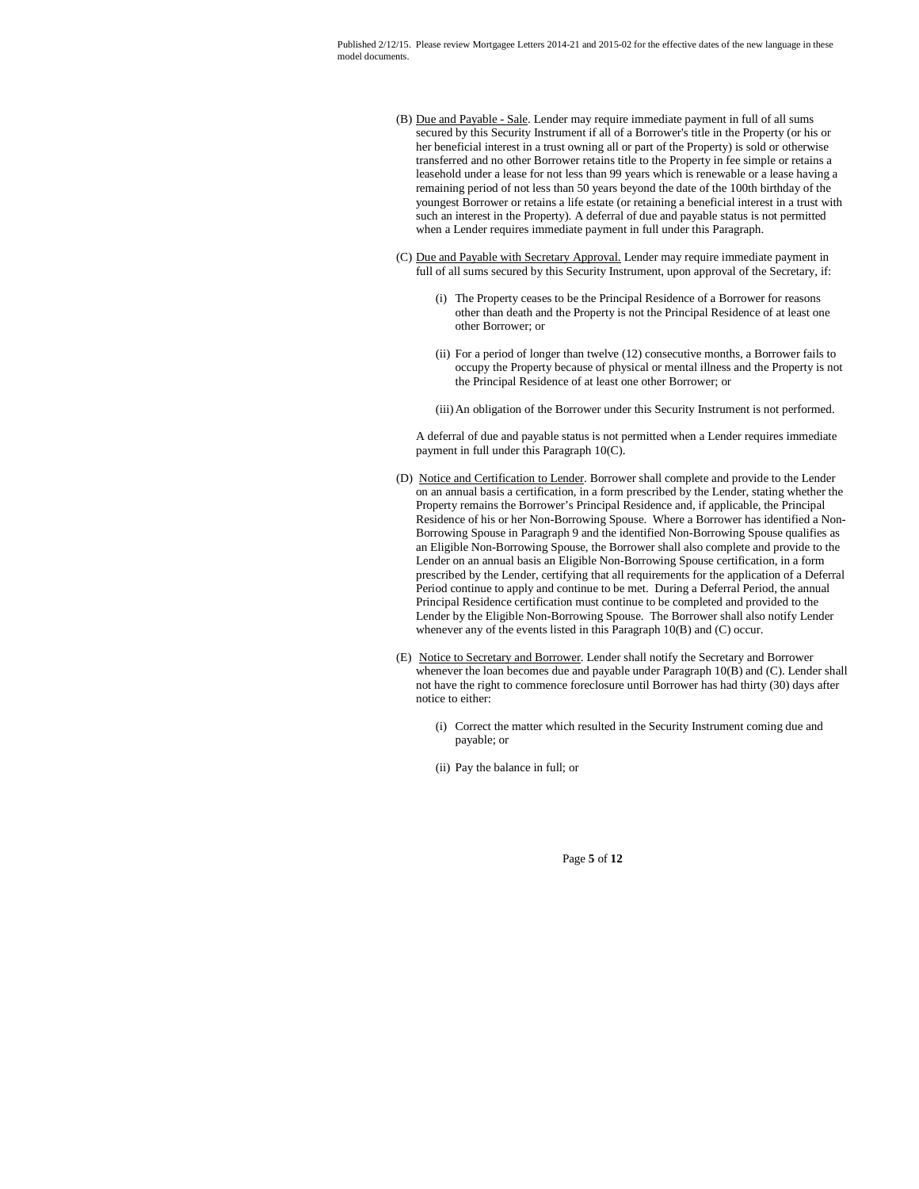(B) Due and Payable - Sale. Lender may require immediate payment in full of all sums secured by this Security Instrument if all of a Borrower's title in the Property (or his or her beneficial interest in a trust owning all or part of the Property) is sold or otherwise transferred and no other Borrower retains title to the Property in fee simple or retains a leasehold under a lease for not less than 99 years which is renewable or a lease having a remaining period of not less than 50 years beyond the date of the 100th birthday of the youngest Borrower or retains a life estate (or retaining a beneficial interest in a trust with such an interest in the Property). A deferral of due and payable status is not permitted when a Lender requires immediate payment in full under this Paragraph.

(C) Due and Payable with Secretary Approval. Lender may require immediate payment in full of all sums secured by this Security Instrument, upon approval of the Secretary, if:

(i) The Property ceases to be the Principal Residence of a Borrower for reasons other than death and the Property is not the Principal Residence of at least one other Borrower; or

(ii) For a period of longer than twelve (12) consecutive months, a Borrower fails to occupy the Property because of physical or mental illness and the Property is not the Principal Residence of at least one other Borrower; or

(iii) An obligation of the Borrower under this Security Instrument is not performed.

A deferral of due and payable status is not permitted when a Lender requires immediate payment in full under this Paragraph 10(C).

(D) Notice and Certification to Lender. Borrower shall complete and provide to the Lender on an annual basis a certification, in a form prescribed by the Lender, stating whether the Property remains the Borrower's Principal Residence and, if applicable, the Principal Residence of his or her Non-Borrowing Spouse. Where a Borrower has identified a Non-Borrowing Spouse in Paragraph 9 and the identified Non-Borrowing Spouse qualifies as an Eligible Non-Borrowing Spouse, the Borrower shall also complete and provide to the Lender on an annual basis an Eligible Non-Borrowing Spouse certification, in a form prescribed by the Lender, certifying that all requirements for the application of a Deferral Period continue to apply and continue to be met. During a Deferral Period, the annual Principal Residence certification must continue to be completed and provided to the Lender by the Eligible Non-Borrowing Spouse. The Borrower shall also notify Lender whenever any of the events listed in this Paragraph 10(B) and (C) occur.

(E) Notice to Secretary and Borrower. Lender shall notify the Secretary and Borrower whenever the loan becomes due and payable under Paragraph 10(B) and (C). Lender shall not have the right to commence foreclosure until Borrower has had thirty (30) days after notice to either:

(i) Correct the matter which resulted in the Security Instrument coming due and payable; or

(ii) Pay the balance in full; or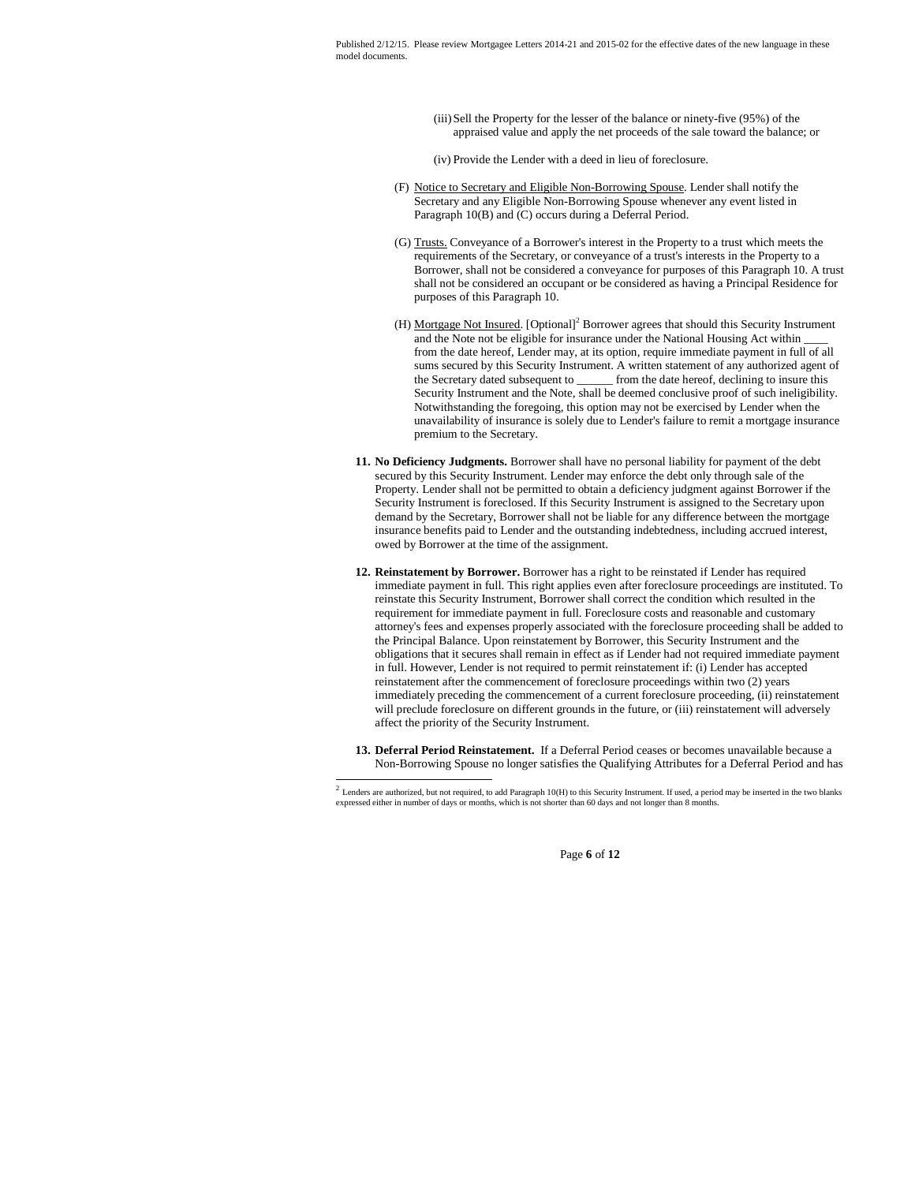(iii) Sell the Property for the lesser of the balance or ninety-five (95%) of the appraised value and apply the net proceeds of the sale toward the balance; or

(iv) Provide the Lender with a deed in lieu of foreclosure.

(F) Notice to Secretary and Eligible Non-Borrowing Spouse. Lender shall notify the Secretary and any Eligible Non-Borrowing Spouse whenever any event listed in Paragraph 10(B) and (C) occurs during a Deferral Period.

(G) Trusts. Conveyance of a Borrower's interest in the Property to a trust which meets the requirements of the Secretary, or conveyance of a trust's interests in the Property to a Borrower, shall not be considered a conveyance for purposes of this Paragraph 10. A trust shall not be considered an occupant or be considered as having a Principal Residence for purposes of this Paragraph 10.

(H) Mortgage Not Insured. [Optional][2] Borrower agrees that should this Security Instrument and the Note not be eligible for insurance under the National Housing Act within ____ from the date hereof, Lender may, at its option, require immediate payment in full of all sums secured by this Security Instrument. A written statement of any authorized agent of the Secretary dated subsequent to ______ from the date hereof, declining to insure this Security Instrument and the Note, shall be deemed conclusive proof of such ineligibility. Notwithstanding the foregoing, this option may not be exercised by Lender when the unavailability of insurance is solely due to Lender's failure to remit a mortgage insurance premium to the Secretary.

**11. No Deficiency Judgments.** Borrower shall have no personal liability for payment of the debt secured by this Security Instrument. Lender may enforce the debt only through sale of the Property. Lender shall not be permitted to obtain a deficiency judgment against Borrower if the Security Instrument is foreclosed. If this Security Instrument is assigned to the Secretary upon demand by the Secretary, Borrower shall not be liable for any difference between the mortgage insurance benefits paid to Lender and the outstanding indebtedness, including accrued interest, owed by Borrower at the time of the assignment.

**12. Reinstatement by Borrower.** Borrower has a right to be reinstated if Lender has required immediate payment in full. This right applies even after foreclosure proceedings are instituted. To reinstate this Security Instrument, Borrower shall correct the condition which resulted in the requirement for immediate payment in full. Foreclosure costs and reasonable and customary attorney's fees and expenses properly associated with the foreclosure proceeding shall be added to the Principal Balance. Upon reinstatement by Borrower, this Security Instrument and the obligations that it secures shall remain in effect as if Lender had not required immediate payment in full. However, Lender is not required to permit reinstatement if: (i) Lender has accepted reinstatement after the commencement of foreclosure proceedings within two (2) years immediately preceding the commencement of a current foreclosure proceeding, (ii) reinstatement will preclude foreclosure on different grounds in the future, or (iii) reinstatement will adversely affect the priority of the Security Instrument.

**13. Deferral Period Reinstatement.** If a Deferral Period ceases or becomes unavailable because a Non-Borrowing Spouse no longer satisfies the Qualifying Attributes for a Deferral Period and has

---

[2] Lenders are authorized, but not required, to add Paragraph 10(H) to this Security Instrument. If used, a period may be inserted in the two blanks expressed either in number of days or months, which is not shorter than 60 days and not longer than 8 months.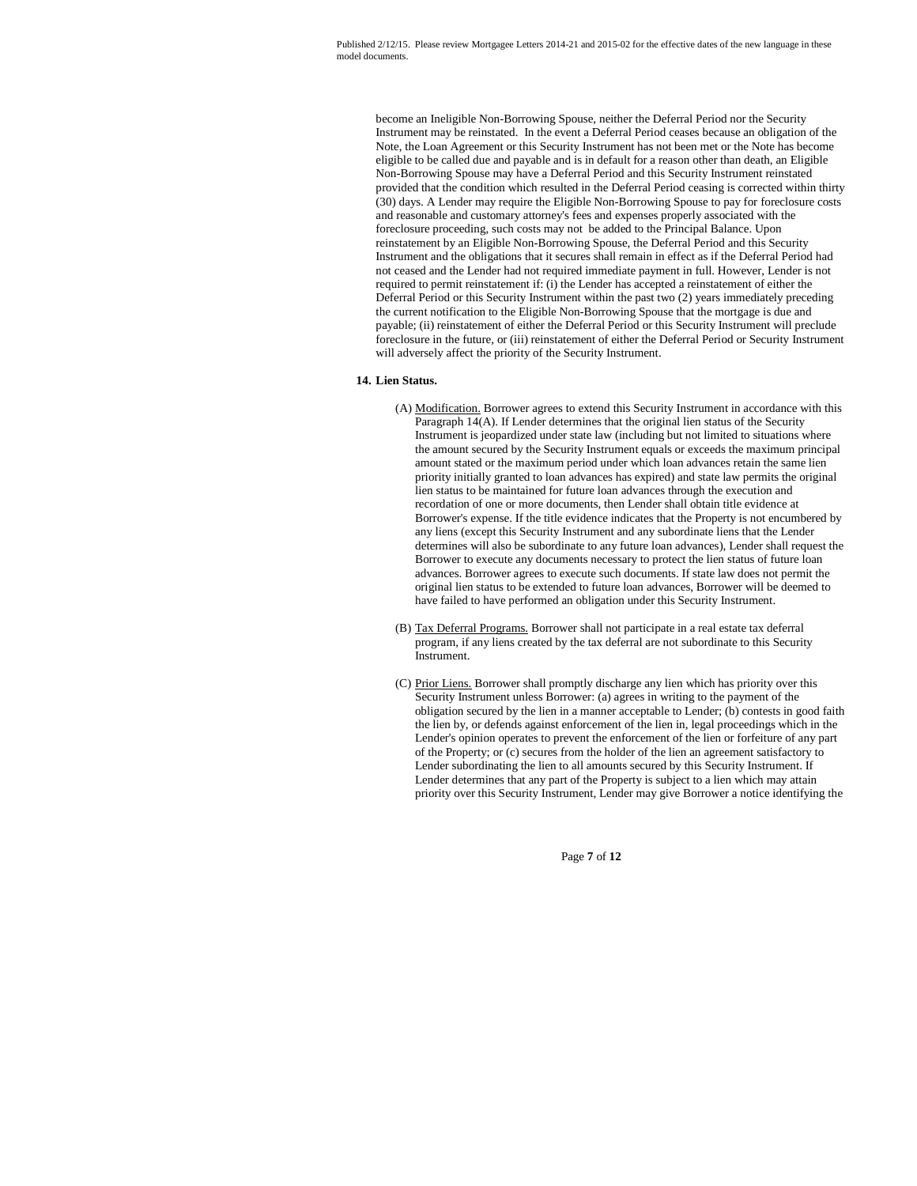become an Ineligible Non-Borrowing Spouse, neither the Deferral Period nor the Security Instrument may be reinstated. In the event a Deferral Period ceases because an obligation of the Note, the Loan Agreement or this Security Instrument has not been met or the Note has become eligible to be called due and payable and is in default for a reason other than death, an Eligible Non-Borrowing Spouse may have a Deferral Period and this Security Instrument reinstated provided that the condition which resulted in the Deferral Period ceasing is corrected within thirty (30) days. A Lender may require the Eligible Non-Borrowing Spouse to pay for foreclosure costs and reasonable and customary attorney's fees and expenses properly associated with the foreclosure proceeding, such costs may not be added to the Principal Balance. Upon reinstatement by an Eligible Non-Borrowing Spouse, the Deferral Period and this Security Instrument and the obligations that it secures shall remain in effect as if the Deferral Period had not ceased and the Lender had not required immediate payment in full. However, Lender is not required to permit reinstatement if: (i) the Lender has accepted a reinstatement of either the Deferral Period or this Security Instrument within the past two (2) years immediately preceding the current notification to the Eligible Non-Borrowing Spouse that the mortgage is due and payable; (ii) reinstatement of either the Deferral Period or this Security Instrument will preclude foreclosure in the future, or (iii) reinstatement of either the Deferral Period or Security Instrument will adversely affect the priority of the Security Instrument.

**14. Lien Status.**

(A) Modification. Borrower agrees to extend this Security Instrument in accordance with this Paragraph 14(A). If Lender determines that the original lien status of the Security Instrument is jeopardized under state law (including but not limited to situations where the amount secured by the Security Instrument equals or exceeds the maximum principal amount stated or the maximum period under which loan advances retain the same lien priority initially granted to loan advances has expired) and state law permits the original lien status to be maintained for future loan advances through the execution and recordation of one or more documents, then Lender shall obtain title evidence at Borrower's expense. If the title evidence indicates that the Property is not encumbered by any liens (except this Security Instrument and any subordinate liens that the Lender determines will also be subordinate to any future loan advances), Lender shall request the Borrower to execute any documents necessary to protect the lien status of future loan advances. Borrower agrees to execute such documents. If state law does not permit the original lien status to be extended to future loan advances, Borrower will be deemed to have failed to have performed an obligation under this Security Instrument.

(B) Tax Deferral Programs. Borrower shall not participate in a real estate tax deferral program, if any liens created by the tax deferral are not subordinate to this Security Instrument.

(C) Prior Liens. Borrower shall promptly discharge any lien which has priority over this Security Instrument unless Borrower: (a) agrees in writing to the payment of the obligation secured by the lien in a manner acceptable to Lender; (b) contests in good faith the lien by, or defends against enforcement of the lien in, legal proceedings which in the Lender's opinion operates to prevent the enforcement of the lien or forfeiture of any part of the Property; or (c) secures from the holder of the lien an agreement satisfactory to Lender subordinating the lien to all amounts secured by this Security Instrument. If Lender determines that any part of the Property is subject to a lien which may attain priority over this Security Instrument, Lender may give Borrower a notice identifying the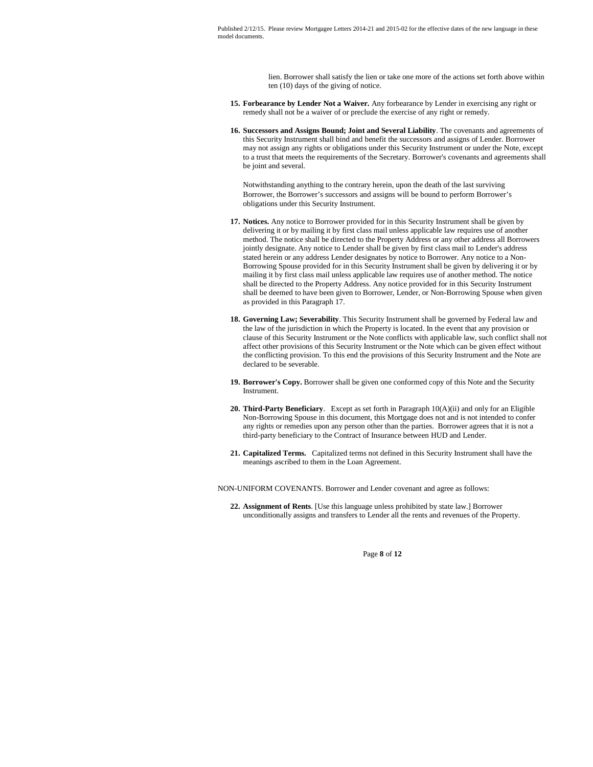lien. Borrower shall satisfy the lien or take one more of the actions set forth above within ten (10) days of the giving of notice.

15. **Forbearance by Lender Not a Waiver.** Any forbearance by Lender in exercising any right or remedy shall not be a waiver of or preclude the exercise of any right or remedy.

16. **Successors and Assigns Bound; Joint and Several Liability**. The covenants and agreements of this Security Instrument shall bind and benefit the successors and assigns of Lender. Borrower may not assign any rights or obligations under this Security Instrument or under the Note, except to a trust that meets the requirements of the Secretary. Borrower's covenants and agreements shall be joint and several.

    Notwithstanding anything to the contrary herein, upon the death of the last surviving Borrower, the Borrower's successors and assigns will be bound to perform Borrower's obligations under this Security Instrument.

17. **Notices.** Any notice to Borrower provided for in this Security Instrument shall be given by delivering it or by mailing it by first class mail unless applicable law requires use of another method. The notice shall be directed to the Property Address or any other address all Borrowers jointly designate. Any notice to Lender shall be given by first class mail to Lender's address stated herein or any address Lender designates by notice to Borrower. Any notice to a Non-Borrowing Spouse provided for in this Security Instrument shall be given by delivering it or by mailing it by first class mail unless applicable law requires use of another method. The notice shall be directed to the Property Address. Any notice provided for in this Security Instrument shall be deemed to have been given to Borrower, Lender, or Non-Borrowing Spouse when given as provided in this Paragraph 17.

18. **Governing Law; Severability**. This Security Instrument shall be governed by Federal law and the law of the jurisdiction in which the Property is located. In the event that any provision or clause of this Security Instrument or the Note conflicts with applicable law, such conflict shall not affect other provisions of this Security Instrument or the Note which can be given effect without the conflicting provision. To this end the provisions of this Security Instrument and the Note are declared to be severable.

19. **Borrower's Copy.** Borrower shall be given one conformed copy of this Note and the Security Instrument.

20. **Third-Party Beneficiary**. Except as set forth in Paragraph 10(A)(ii) and only for an Eligible Non-Borrowing Spouse in this document, this Mortgage does not and is not intended to confer any rights or remedies upon any person other than the parties. Borrower agrees that it is not a third-party beneficiary to the Contract of Insurance between HUD and Lender.

21. **Capitalized Terms.** Capitalized terms not defined in this Security Instrument shall have the meanings ascribed to them in the Loan Agreement.

NON-UNIFORM COVENANTS. Borrower and Lender covenant and agree as follows:

22. **Assignment of Rents**. [Use this language unless prohibited by state law.] Borrower unconditionally assigns and transfers to Lender all the rents and revenues of the Property.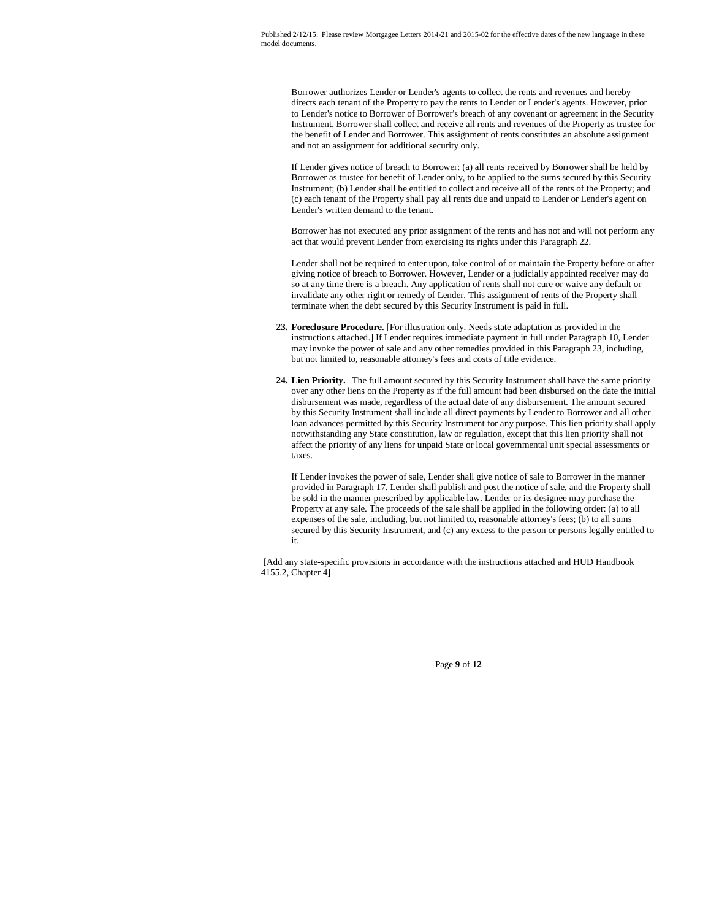Borrower authorizes Lender or Lender's agents to collect the rents and revenues and hereby directs each tenant of the Property to pay the rents to Lender or Lender's agents. However, prior to Lender's notice to Borrower of Borrower's breach of any covenant or agreement in the Security Instrument, Borrower shall collect and receive all rents and revenues of the Property as trustee for the benefit of Lender and Borrower. This assignment of rents constitutes an absolute assignment and not an assignment for additional security only.

If Lender gives notice of breach to Borrower: (a) all rents received by Borrower shall be held by Borrower as trustee for benefit of Lender only, to be applied to the sums secured by this Security Instrument; (b) Lender shall be entitled to collect and receive all of the rents of the Property; and (c) each tenant of the Property shall pay all rents due and unpaid to Lender or Lender's agent on Lender's written demand to the tenant.

Borrower has not executed any prior assignment of the rents and has not and will not perform any act that would prevent Lender from exercising its rights under this Paragraph 22.

Lender shall not be required to enter upon, take control of or maintain the Property before or after giving notice of breach to Borrower. However, Lender or a judicially appointed receiver may do so at any time there is a breach. Any application of rents shall not cure or waive any default or invalidate any other right or remedy of Lender. This assignment of rents of the Property shall terminate when the debt secured by this Security Instrument is paid in full.

23. **Foreclosure Procedure**. [For illustration only. Needs state adaptation as provided in the instructions attached.] If Lender requires immediate payment in full under Paragraph 10, Lender may invoke the power of sale and any other remedies provided in this Paragraph 23, including, but not limited to, reasonable attorney's fees and costs of title evidence.

24. **Lien Priority.** The full amount secured by this Security Instrument shall have the same priority over any other liens on the Property as if the full amount had been disbursed on the date the initial disbursement was made, regardless of the actual date of any disbursement. The amount secured by this Security Instrument shall include all direct payments by Lender to Borrower and all other loan advances permitted by this Security Instrument for any purpose. This lien priority shall apply notwithstanding any State constitution, law or regulation, except that this lien priority shall not affect the priority of any liens for unpaid State or local governmental unit special assessments or taxes.

If Lender invokes the power of sale, Lender shall give notice of sale to Borrower in the manner provided in Paragraph 17. Lender shall publish and post the notice of sale, and the Property shall be sold in the manner prescribed by applicable law. Lender or its designee may purchase the Property at any sale. The proceeds of the sale shall be applied in the following order: (a) to all expenses of the sale, including, but not limited to, reasonable attorney's fees; (b) to all sums secured by this Security Instrument, and (c) any excess to the person or persons legally entitled to it.

[Add any state-specific provisions in accordance with the instructions attached and HUD Handbook 4155.2, Chapter 4]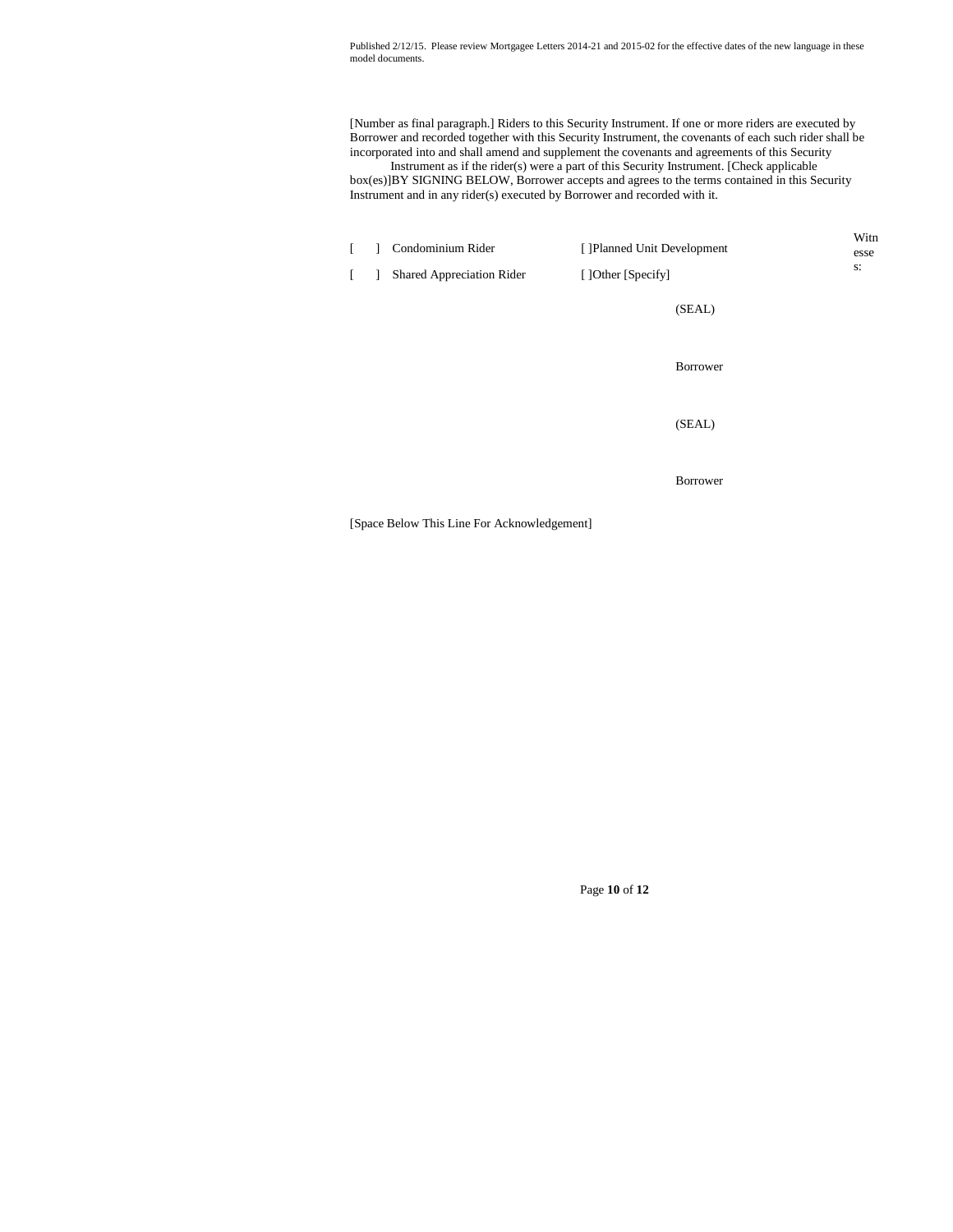Published 2/12/15. Please review Mortgagee Letters 2014-21 and 2015-02 for the effective dates of the new language in these model documents.

[Number as final paragraph.] Riders to this Security Instrument. If one or more riders are executed by Borrower and recorded together with this Security Instrument, the covenants of each such rider shall be incorporated into and shall amend and supplement the covenants and agreements of this Security Instrument as if the rider(s) were a part of this Security Instrument. [Check applicable box(es)]BY SIGNING BELOW, Borrower accepts and agrees to the terms contained in this Security Instrument and in any rider(s) executed by Borrower and recorded with it.

[ ] Condominium Rider [ ]Planned Unit Development

[ ] Shared Appreciation Rider [ ]Other [Specify]

Witnesses:

(SEAL)

Borrower

(SEAL)

Borrower

[Space Below This Line For Acknowledgement]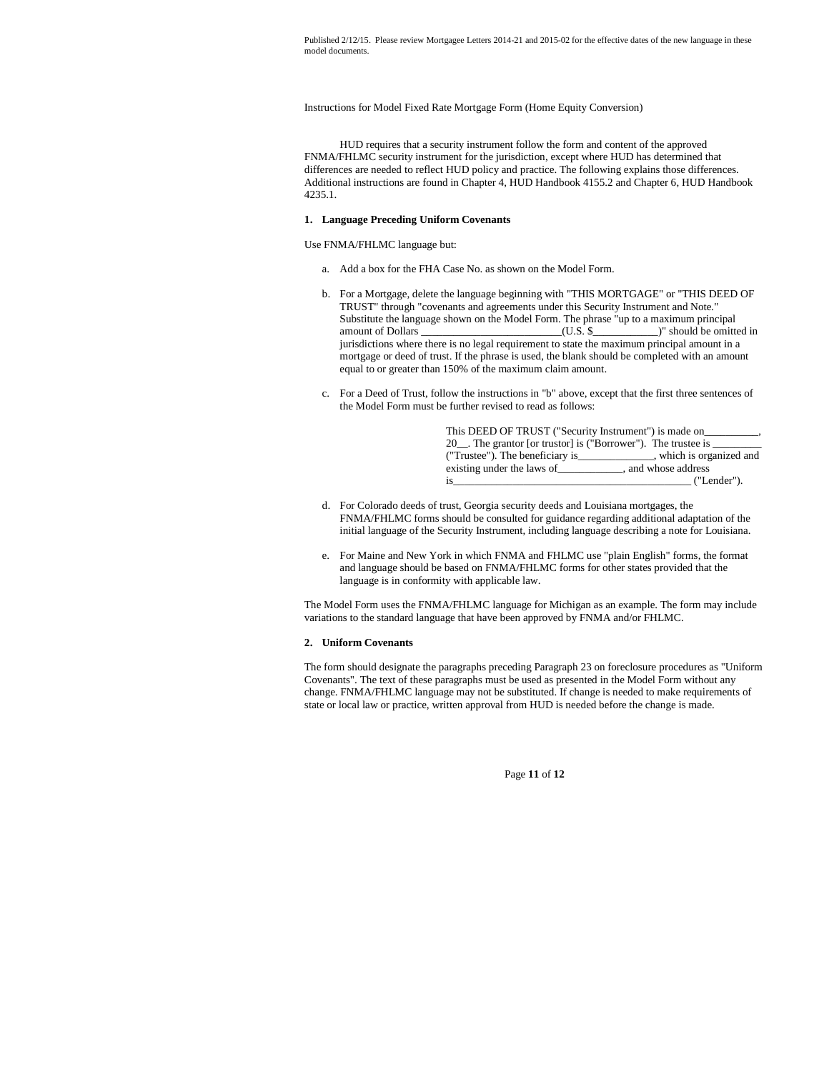Published 2/12/15. Please review Mortgagee Letters 2014-21 and 2015-02 for the effective dates of the new language in these model documents.

Instructions for Model Fixed Rate Mortgage Form (Home Equity Conversion)

HUD requires that a security instrument follow the form and content of the approved FNMA/FHLMC security instrument for the jurisdiction, except where HUD has determined that differences are needed to reflect HUD policy and practice. The following explains those differences. Additional instructions are found in Chapter 4, HUD Handbook 4155.2 and Chapter 6, HUD Handbook 4235.1.

**1. Language Preceding Uniform Covenants**

Use FNMA/FHLMC language but:

a. Add a box for the FHA Case No. as shown on the Model Form.

b. For a Mortgage, delete the language beginning with "THIS MORTGAGE" or "THIS DEED OF TRUST" through "covenants and agreements under this Security Instrument and Note." Substitute the language shown on the Model Form. The phrase "up to a maximum principal amount of Dollars __________________________(U.S. $____________)" should be omitted in jurisdictions where there is no legal requirement to state the maximum principal amount in a mortgage or deed of trust. If the phrase is used, the blank should be completed with an amount equal to or greater than 150% of the maximum claim amount.

c. For a Deed of Trust, follow the instructions in "b" above, except that the first three sentences of the Model Form must be further revised to read as follows:

> This DEED OF TRUST ("Security Instrument") is made on__________, 20__. The grantor [or trustor] is ("Borrower"). The trustee is _________ ("Trustee"). The beneficiary is______________, which is organized and existing under the laws of____________, and whose address is_____________________________________________ ("Lender").

d. For Colorado deeds of trust, Georgia security deeds and Louisiana mortgages, the FNMA/FHLMC forms should be consulted for guidance regarding additional adaptation of the initial language of the Security Instrument, including language describing a note for Louisiana.

e. For Maine and New York in which FNMA and FHLMC use "plain English" forms, the format and language should be based on FNMA/FHLMC forms for other states provided that the language is in conformity with applicable law.

The Model Form uses the FNMA/FHLMC language for Michigan as an example. The form may include variations to the standard language that have been approved by FNMA and/or FHLMC.

**2. Uniform Covenants**

The form should designate the paragraphs preceding Paragraph 23 on foreclosure procedures as "Uniform Covenants". The text of these paragraphs must be used as presented in the Model Form without any change. FNMA/FHLMC language may not be substituted. If change is needed to make requirements of state or local law or practice, written approval from HUD is needed before the change is made.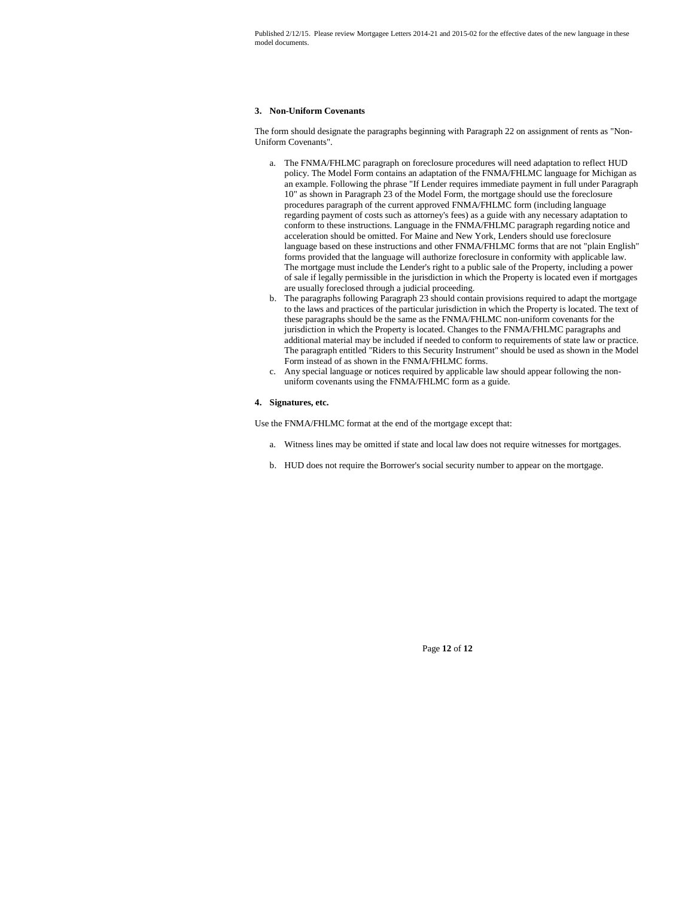### 3. Non-Uniform Covenants

The form should designate the paragraphs beginning with Paragraph 22 on assignment of rents as "Non-Uniform Covenants".

a. The FNMA/FHLMC paragraph on foreclosure procedures will need adaptation to reflect HUD policy. The Model Form contains an adaptation of the FNMA/FHLMC language for Michigan as an example. Following the phrase "If Lender requires immediate payment in full under Paragraph 10" as shown in Paragraph 23 of the Model Form, the mortgage should use the foreclosure procedures paragraph of the current approved FNMA/FHLMC form (including language regarding payment of costs such as attorney's fees) as a guide with any necessary adaptation to conform to these instructions. Language in the FNMA/FHLMC paragraph regarding notice and acceleration should be omitted. For Maine and New York, Lenders should use foreclosure language based on these instructions and other FNMA/FHLMC forms that are not "plain English" forms provided that the language will authorize foreclosure in conformity with applicable law. The mortgage must include the Lender's right to a public sale of the Property, including a power of sale if legally permissible in the jurisdiction in which the Property is located even if mortgages are usually foreclosed through a judicial proceeding.
b. The paragraphs following Paragraph 23 should contain provisions required to adapt the mortgage to the laws and practices of the particular jurisdiction in which the Property is located. The text of these paragraphs should be the same as the FNMA/FHLMC non-uniform covenants for the jurisdiction in which the Property is located. Changes to the FNMA/FHLMC paragraphs and additional material may be included if needed to conform to requirements of state law or practice. The paragraph entitled "Riders to this Security Instrument" should be used as shown in the Model Form instead of as shown in the FNMA/FHLMC forms.
c. Any special language or notices required by applicable law should appear following the non-uniform covenants using the FNMA/FHLMC form as a guide.

### 4. Signatures, etc.

Use the FNMA/FHLMC format at the end of the mortgage except that:

a. Witness lines may be omitted if state and local law does not require witnesses for mortgages.

b. HUD does not require the Borrower's social security number to appear on the mortgage.